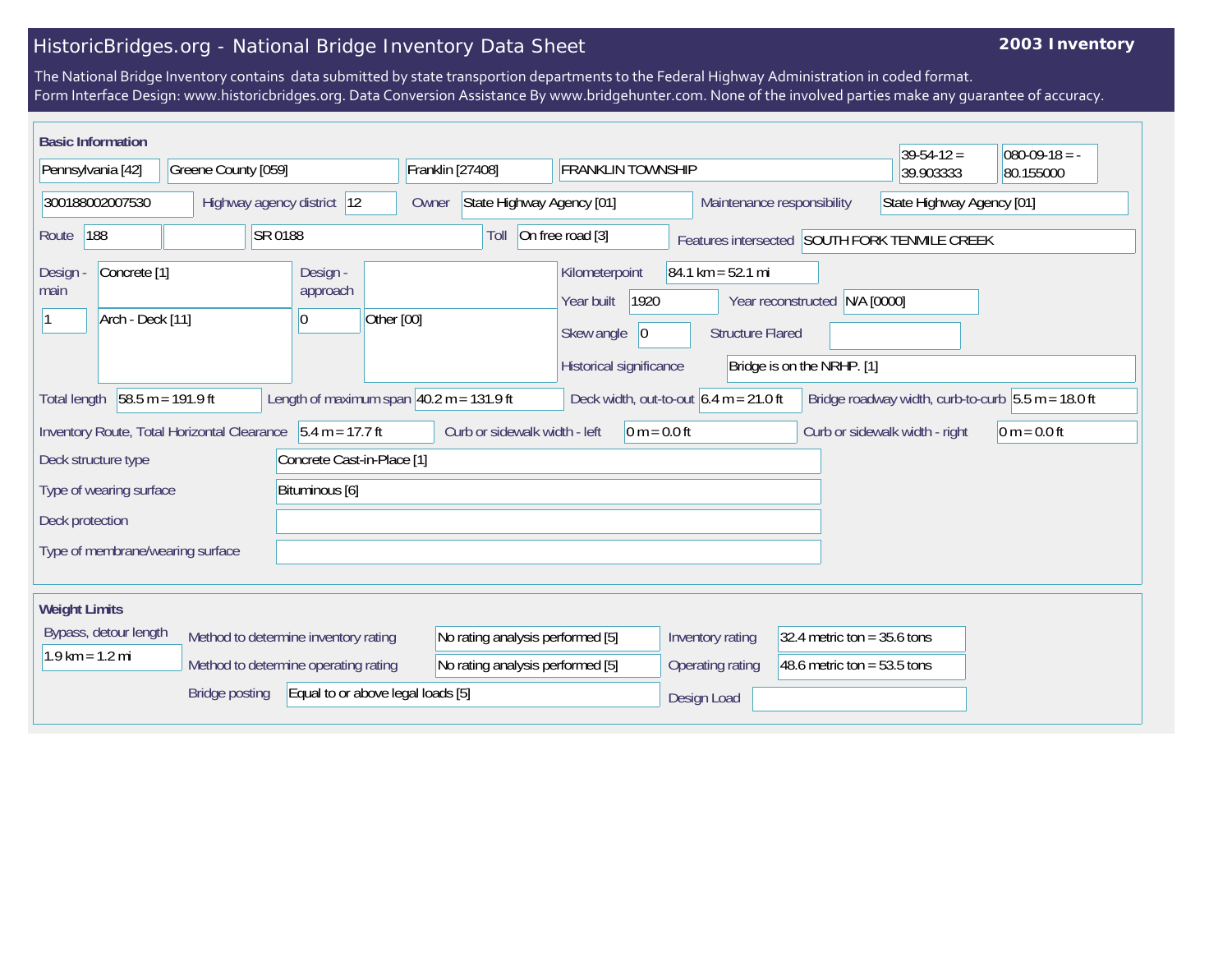# HistoricBridges.org - National Bridge Inventory Data Sheet

**2003 Inventory**

The National Bridge Inventory contains data submitted by state transportion departments to the Federal Highway Administration in coded format.
Form Interface Design: www.historicbridges.org. Data Conversion Assistance By www.bridgehunter.com. None of the involved parties make any guarantee of accuracy.

## Basic Information

| | |
|---|---|
| State | Pennsylvania [42] |
| County | Greene County [059] |
| Place | Franklin [27408] |
| Location | FRANKLIN TOWNSHIP |
| Latitude | 39-54-12 = 39.903333 |
| Longitude | 080-09-18 = -80.155000 |
| Structure Number | 300188002007530 |
| Highway agency district | 12 |
| Owner | State Highway Agency [01] |
| Maintenance responsibility | State Highway Agency [01] |
| Route | 188 |
| Facility carried | SR 0188 |
| Toll | On free road [3] |
| Features intersected | SOUTH FORK TENMILE CREEK |
| Design - main | Concrete [1] |
| Number of main spans | 1 |
| Main span type | Arch - Deck [11] |
| Design - approach | |
| Number of approach spans | 0 |
| Approach span type | Other [00] |
| Kilometerpoint | 84.1 km = 52.1 mi |
| Year built | 1920 |
| Year reconstructed | N/A [0000] |
| Skew angle | 0 |
| Structure Flared | |
| Historical significance | Bridge is on the NRHP. [1] |
| Total length | 58.5 m = 191.9 ft |
| Length of maximum span | 40.2 m = 131.9 ft |
| Deck width, out-to-out | 6.4 m = 21.0 ft |
| Bridge roadway width, curb-to-curb | 5.5 m = 18.0 ft |
| Inventory Route, Total Horizontal Clearance | 5.4 m = 17.7 ft |
| Curb or sidewalk width - left | 0 m = 0.0 ft |
| Curb or sidewalk width - right | 0 m = 0.0 ft |
| Deck structure type | Concrete Cast-in-Place [1] |
| Type of wearing surface | Bituminous [6] |
| Deck protection | |
| Type of membrane/wearing surface | |

## Weight Limits

| | |
|---|---|
| Bypass, detour length | 1.9 km = 1.2 mi |
| Method to determine inventory rating | No rating analysis performed [5] |
| Method to determine operating rating | No rating analysis performed [5] |
| Bridge posting | Equal to or above legal loads [5] |
| Inventory rating | 32.4 metric ton = 35.6 tons |
| Operating rating | 48.6 metric ton = 53.5 tons |
| Design Load | |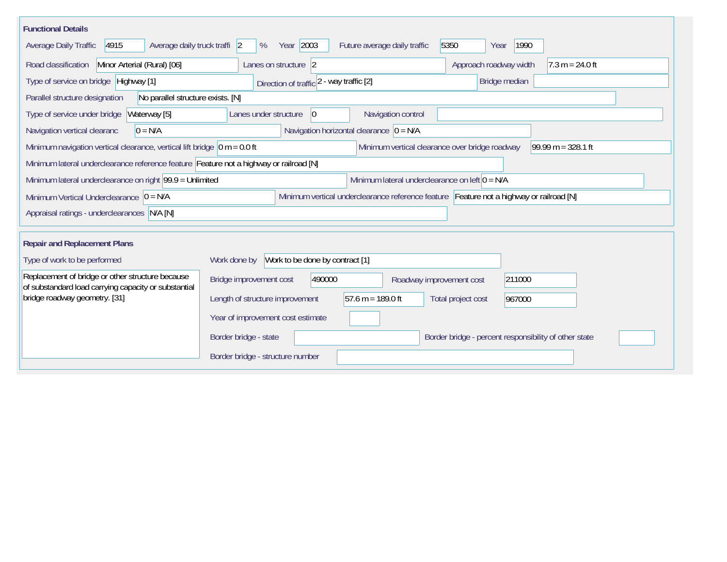## Functional Details

| Field | Value |
|---|---|
| Average Daily Traffic | 4915 |
| Average daily truck traffi | 2 % |
| Year | 2003 |
| Future average daily traffic | 5350 |
| Year | 1990 |
| Road classification | Minor Arterial (Rural) [06] |
| Lanes on structure | 2 |
| Approach roadway width | 7.3 m = 24.0 ft |
| Type of service on bridge | Highway [1] |
| Direction of traffic | 2 - way traffic [2] |
| Bridge median | |
| Parallel structure designation | No parallel structure exists. [N] |
| Type of service under bridge | Waterway [5] |
| Lanes under structure | 0 |
| Navigation control | |
| Navigation vertical clearanc | 0 = N/A |
| Navigation horizontal clearance | 0 = N/A |
| Minimum navigation vertical clearance, vertical lift bridge | 0 m = 0.0 ft |
| Minimum vertical clearance over bridge roadway | 99.99 m = 328.1 ft |
| Minimum lateral underclearance reference feature | Feature not a highway or railroad [N] |
| Minimum lateral underclearance on right | 99.9 = Unlimited |
| Minimum lateral underclearance on left | 0 = N/A |
| Minimum Vertical Underclearance | 0 = N/A |
| Minimum vertical underclearance reference feature | Feature not a highway or railroad [N] |
| Appraisal ratings - underclearances | N/A [N] |

## Repair and Replacement Plans

| Field | Value |
|---|---|
| Type of work to be performed | Replacement of bridge or other structure because of substandard load carrying capacity or substantial bridge roadway geometry. [31] |
| Work done by | Work to be done by contract [1] |
| Bridge improvement cost | 490000 |
| Roadway improvement cost | 211000 |
| Length of structure improvement | 57.6 m = 189.0 ft |
| Total project cost | 967000 |
| Year of improvement cost estimate | |
| Border bridge - state | |
| Border bridge - percent responsibility of other state | |
| Border bridge - structure number | |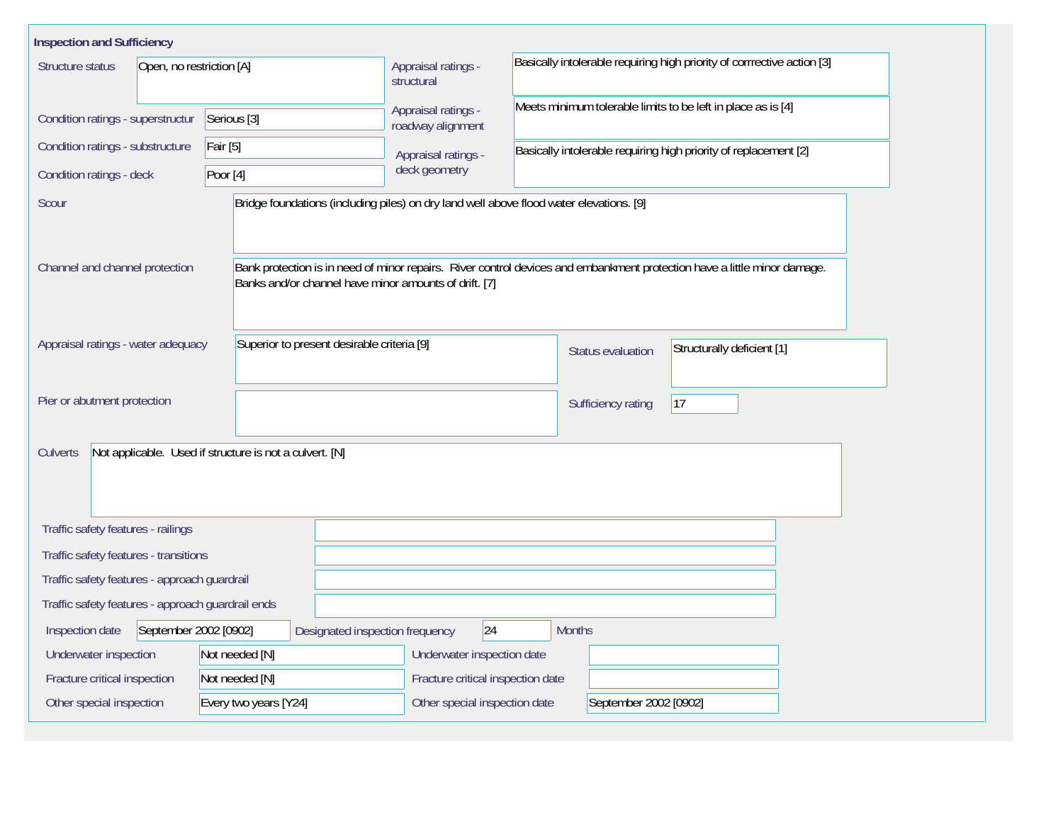## Inspection and Sufficiency

| Field | Value |
|---|---|
| Structure status | Open, no restriction [A] |
| Appraisal ratings - structural | Basically intolerable requiring high priority of corrrective action [3] |
| Condition ratings - superstructur | Serious [3] |
| Appraisal ratings - roadway alignment | Meets minimum tolerable limits to be left in place as is [4] |
| Condition ratings - substructure | Fair [5] |
| Appraisal ratings - deck geometry | Basically intolerable requiring high priority of replacement [2] |
| Condition ratings - deck | Poor [4] |
| Scour | Bridge foundations (including piles) on dry land well above flood water elevations. [9] |
| Channel and channel protection | Bank protection is in need of minor repairs. River control devices and embankment protection have a little minor damage. Banks and/or channel have minor amounts of drift. [7] |
| Appraisal ratings - water adequacy | Superior to present desirable criteria [9] |
| Status evaluation | Structurally deficient [1] |
| Pier or abutment protection | |
| Sufficiency rating | 17 |
| Culverts | Not applicable. Used if structure is not a culvert. [N] |
| Traffic safety features - railings | |
| Traffic safety features - transitions | |
| Traffic safety features - approach guardrail | |
| Traffic safety features - approach guardrail ends | |
| Inspection date | September 2002 [0902] |
| Designated inspection frequency | 24 Months |
| Underwater inspection | Not needed [N] |
| Underwater inspection date | |
| Fracture critical inspection | Not needed [N] |
| Fracture critical inspection date | |
| Other special inspection | Every two years [Y24] |
| Other special inspection date | September 2002 [0902] |